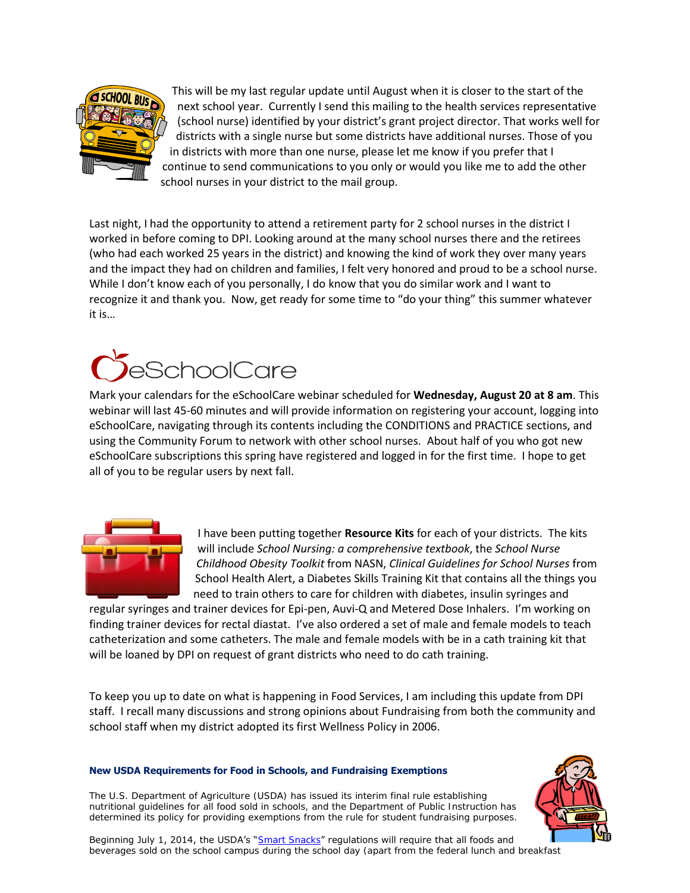This will be my last regular update until August when it is closer to the start of the next school year. Currently I send this mailing to the health services representative (school nurse) identified by your district's grant project director. That works well for districts with a single nurse but some districts have additional nurses. Those of you in districts with more than one nurse, please let me know if you prefer that I continue to send communications to you only or would you like me to add the other school nurses in your district to the mail group.

Last night, I had the opportunity to attend a retirement party for 2 school nurses in the district I worked in before coming to DPI. Looking around at the many school nurses there and the retirees (who had each worked 25 years in the district) and knowing the kind of work they over many years and the impact they had on children and families, I felt very honored and proud to be a school nurse. While I don't know each of you personally, I do know that you do similar work and I want to recognize it and thank you. Now, get ready for some time to "do your thing" this summer whatever it is…

# eSchoolCare

Mark your calendars for the eSchoolCare webinar scheduled for **Wednesday, August 20 at 8 am**. This webinar will last 45-60 minutes and will provide information on registering your account, logging into eSchoolCare, navigating through its contents including the CONDITIONS and PRACTICE sections, and using the Community Forum to network with other school nurses. About half of you who got new eSchoolCare subscriptions this spring have registered and logged in for the first time. I hope to get all of you to be regular users by next fall.

I have been putting together **Resource Kits** for each of your districts. The kits will include *School Nursing: a comprehensive textbook*, the *School Nurse Childhood Obesity Toolkit* from NASN, *Clinical Guidelines for School Nurses* from School Health Alert, a Diabetes Skills Training Kit that contains all the things you need to train others to care for children with diabetes, insulin syringes and regular syringes and trainer devices for Epi-pen, Auvi-Q and Metered Dose Inhalers. I'm working on finding trainer devices for rectal diastat. I've also ordered a set of male and female models to teach catheterization and some catheters. The male and female models with be in a cath training kit that will be loaned by DPI on request of grant districts who need to do cath training.

To keep you up to date on what is happening in Food Services, I am including this update from DPI staff. I recall many discussions and strong opinions about Fundraising from both the community and school staff when my district adopted its first Wellness Policy in 2006.

### New USDA Requirements for Food in Schools, and Fundraising Exemptions

The U.S. Department of Agriculture (USDA) has issued its interim final rule establishing nutritional guidelines for all food sold in schools, and the Department of Public Instruction has determined its policy for providing exemptions from the rule for student fundraising purposes.

Beginning July 1, 2014, the USDA's "Smart Snacks" regulations will require that all foods and beverages sold on the school campus during the school day (apart from the federal lunch and breakfast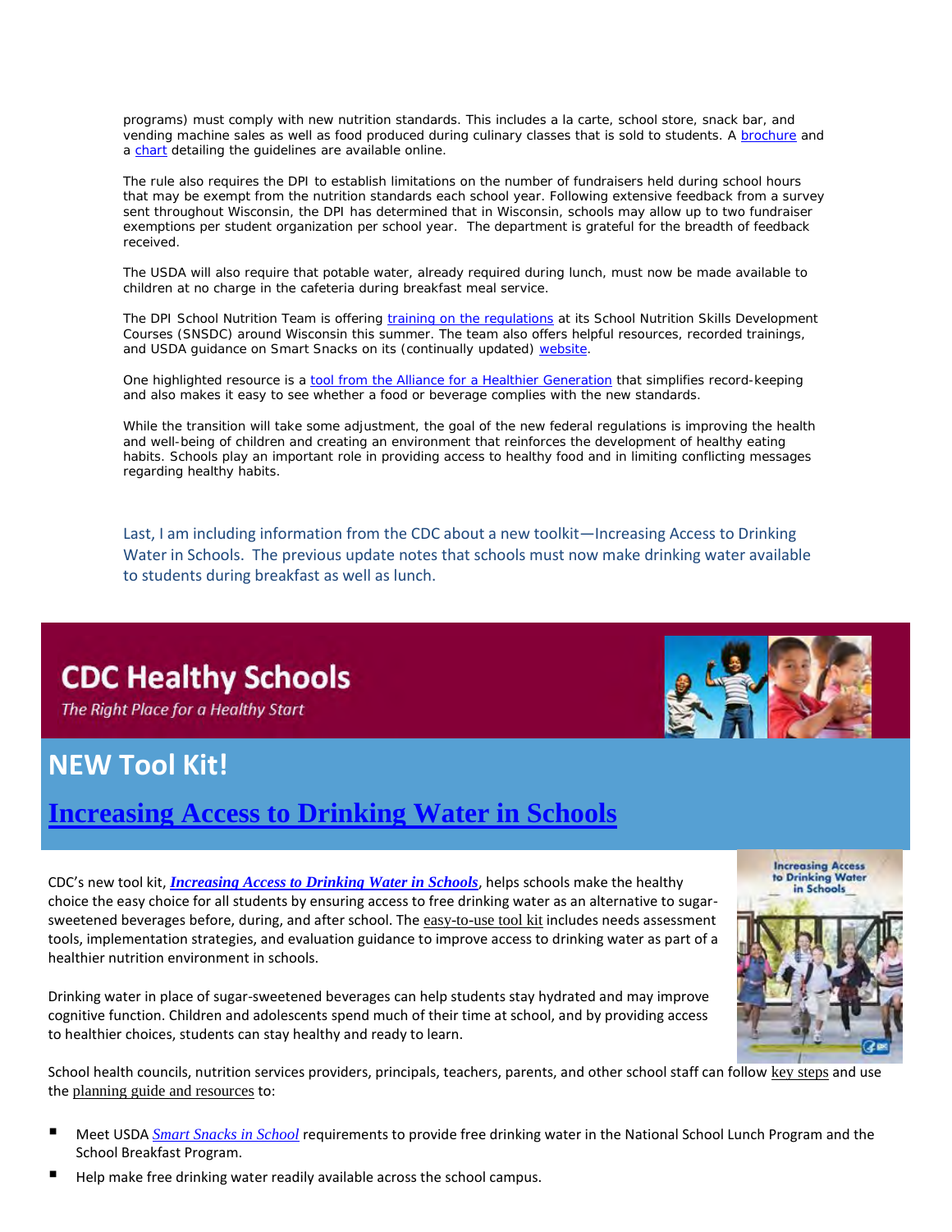programs) must comply with new nutrition standards. This includes a la carte, school store, snack bar, and vending machine sales as well as food produced during culinary classes that is sold to students. A brochure and a chart detailing the guidelines are available online.

The rule also requires the DPI to establish limitations on the number of fundraisers held during school hours that may be exempt from the nutrition standards each school year. Following extensive feedback from a survey sent throughout Wisconsin, the DPI has determined that in Wisconsin, schools may allow up to two fundraiser exemptions per student organization per school year. The department is grateful for the breadth of feedback received.

The USDA will also require that potable water, already required during lunch, must now be made available to children at no charge in the cafeteria during breakfast meal service.

The DPI School Nutrition Team is offering training on the regulations at its School Nutrition Skills Development Courses (SNSDC) around Wisconsin this summer. The team also offers helpful resources, recorded trainings, and USDA guidance on Smart Snacks on its (continually updated) website.

One highlighted resource is a tool from the Alliance for a Healthier Generation that simplifies record-keeping and also makes it easy to see whether a food or beverage complies with the new standards.

While the transition will take some adjustment, the goal of the new federal regulations is improving the health and well-being of children and creating an environment that reinforces the development of healthy eating habits. Schools play an important role in providing access to healthy food and in limiting conflicting messages regarding healthy habits.

Last, I am including information from the CDC about a new toolkit—Increasing Access to Drinking Water in Schools. The previous update notes that schools must now make drinking water available to students during breakfast as well as lunch.

# CDC Healthy Schools

*The Right Place for a Healthy Start*

## NEW Tool Kit!

## Increasing Access to Drinking Water in Schools

CDC's new tool kit, ***Increasing Access to Drinking Water in Schools***, helps schools make the healthy choice the easy choice for all students by ensuring access to free drinking water as an alternative to sugar-sweetened beverages before, during, and after school. The easy-to-use tool kit includes needs assessment tools, implementation strategies, and evaluation guidance to improve access to drinking water as part of a healthier nutrition environment in schools.

Drinking water in place of sugar-sweetened beverages can help students stay hydrated and may improve cognitive function. Children and adolescents spend much of their time at school, and by providing access to healthier choices, students can stay healthy and ready to learn.

School health councils, nutrition services providers, principals, teachers, parents, and other school staff can follow key steps and use the planning guide and resources to:

- Meet USDA *Smart Snacks in School* requirements to provide free drinking water in the National School Lunch Program and the School Breakfast Program.
- Help make free drinking water readily available across the school campus.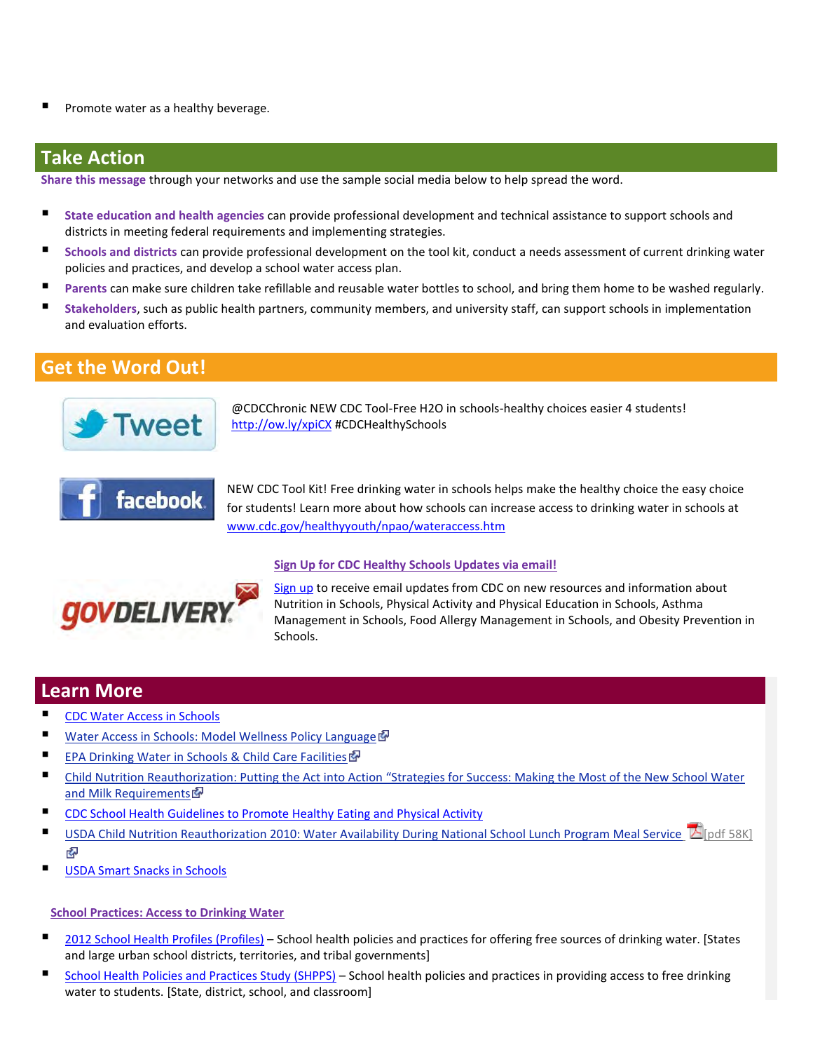- Promote water as a healthy beverage.

## Take Action

**Share this message** through your networks and use the sample social media below to help spread the word.

- **State education and health agencies** can provide professional development and technical assistance to support schools and districts in meeting federal requirements and implementing strategies.
- **Schools and districts** can provide professional development on the tool kit, conduct a needs assessment of current drinking water policies and practices, and develop a school water access plan.
- **Parents** can make sure children take refillable and reusable water bottles to school, and bring them home to be washed regularly.
- **Stakeholders**, such as public health partners, community members, and university staff, can support schools in implementation and evaluation efforts.

## Get the Word Out!

Tweet

@CDCChronic NEW CDC Tool-Free H2O in schools-healthy choices easier 4 students! http://ow.ly/xpiCX #CDCHealthySchools

facebook

NEW CDC Tool Kit! Free drinking water in schools helps make the healthy choice the easy choice for students! Learn more about how schools can increase access to drinking water in schools at www.cdc.gov/healthyyouth/npao/wateraccess.htm

govDELIVERY

**Sign Up for CDC Healthy Schools Updates via email!**

Sign up to receive email updates from CDC on new resources and information about Nutrition in Schools, Physical Activity and Physical Education in Schools, Asthma Management in Schools, Food Allergy Management in Schools, and Obesity Prevention in Schools.

## Learn More

- CDC Water Access in Schools
- Water Access in Schools: Model Wellness Policy Language
- EPA Drinking Water in Schools & Child Care Facilities
- Child Nutrition Reauthorization: Putting the Act into Action "Strategies for Success: Making the Most of the New School Water and Milk Requirements
- CDC School Health Guidelines to Promote Healthy Eating and Physical Activity
- USDA Child Nutrition Reauthorization 2010: Water Availability During National School Lunch Program Meal Service [pdf 58K]
- USDA Smart Snacks in Schools

**School Practices: Access to Drinking Water**

- 2012 School Health Profiles (Profiles) – School health policies and practices for offering free sources of drinking water. [States and large urban school districts, territories, and tribal governments]
- School Health Policies and Practices Study (SHPPS) – School health policies and practices in providing access to free drinking water to students. [State, district, school, and classroom]